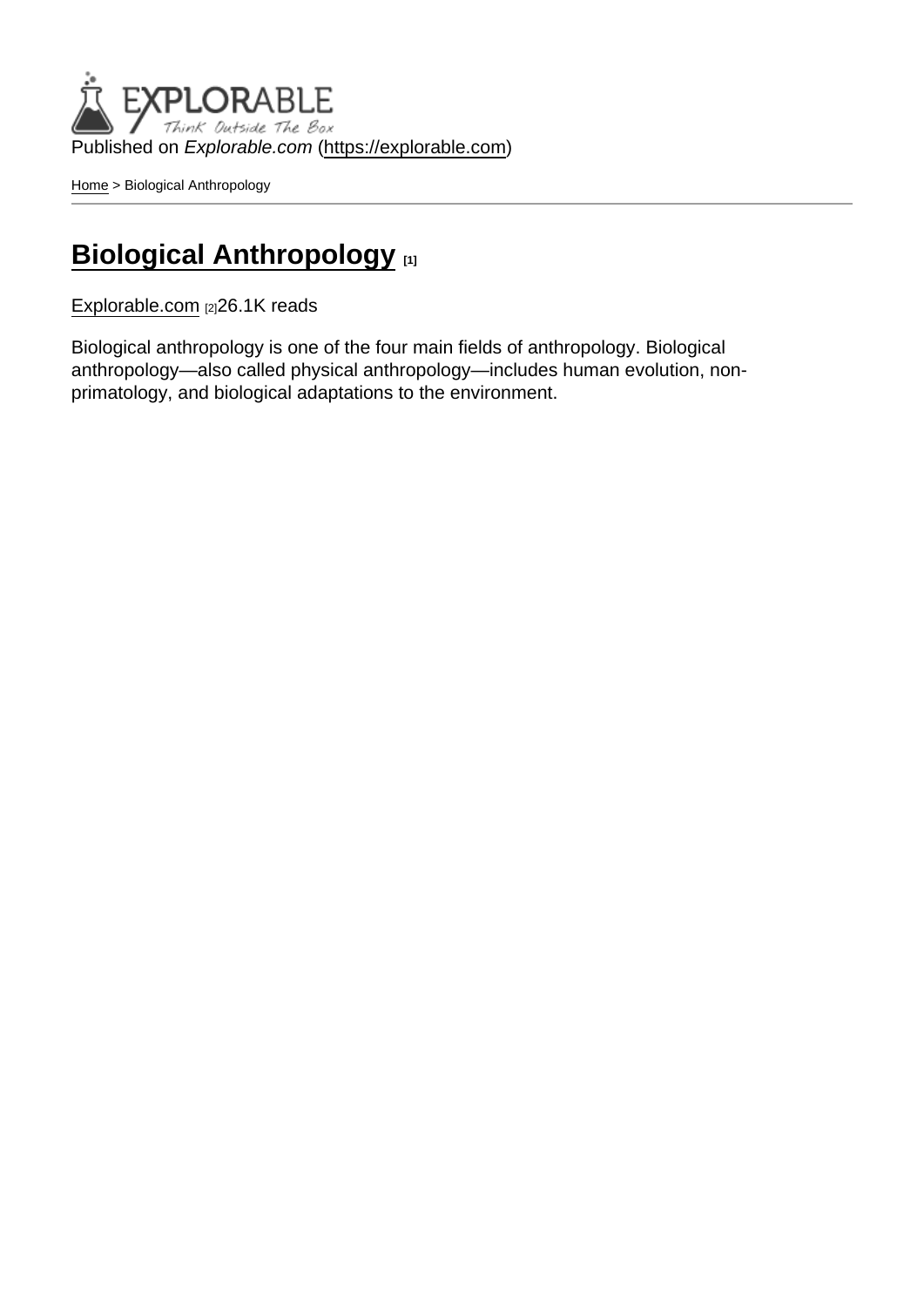Published on *Explorable.com* (https://explorable.com)

Home > Biological Anthropology

# Biological Anthropology [1]

Explorable.com [2]26.1K reads

Biological anthropology is one of the four main fields of anthropology. Biological anthropology—also called physical anthropology—includes human evolution, non-primatology, and biological adaptations to the environment.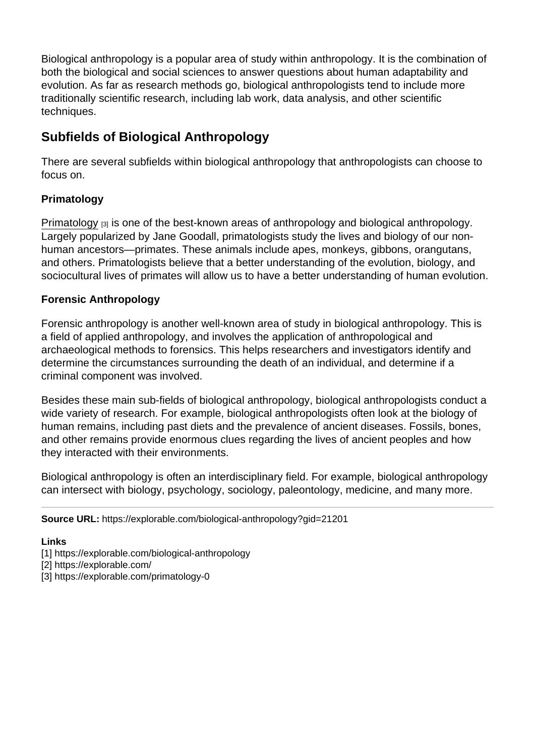Biological anthropology is a popular area of study within anthropology. It is the combination of both the biological and social sciences to answer questions about human adaptability and evolution. As far as research methods go, biological anthropologists tend to include more traditionally scientific research, including lab work, data analysis, and other scientific techniques.

## Subfields of Biological Anthropology

There are several subfields within biological anthropology that anthropologists can choose to focus on.

### Primatology

Primatology [3] is one of the best-known areas of anthropology and biological anthropology. Largely popularized by Jane Goodall, primatologists study the lives and biology of our non-human ancestors—primates. These animals include apes, monkeys, gibbons, orangutans, and others. Primatologists believe that a better understanding of the evolution, biology, and sociocultural lives of primates will allow us to have a better understanding of human evolution.

### Forensic Anthropology

Forensic anthropology is another well-known area of study in biological anthropology. This is a field of applied anthropology, and involves the application of anthropological and archaeological methods to forensics. This helps researchers and investigators identify and determine the circumstances surrounding the death of an individual, and determine if a criminal component was involved.

Besides these main sub-fields of biological anthropology, biological anthropologists conduct a wide variety of research. For example, biological anthropologists often look at the biology of human remains, including past diets and the prevalence of ancient diseases. Fossils, bones, and other remains provide enormous clues regarding the lives of ancient peoples and how they interacted with their environments.

Biological anthropology is often an interdisciplinary field. For example, biological anthropology can intersect with biology, psychology, sociology, paleontology, medicine, and many more.

---

**Source URL:** https://explorable.com/biological-anthropology?gid=21201

**Links**
[1] https://explorable.com/biological-anthropology
[2] https://explorable.com/
[3] https://explorable.com/primatology-0